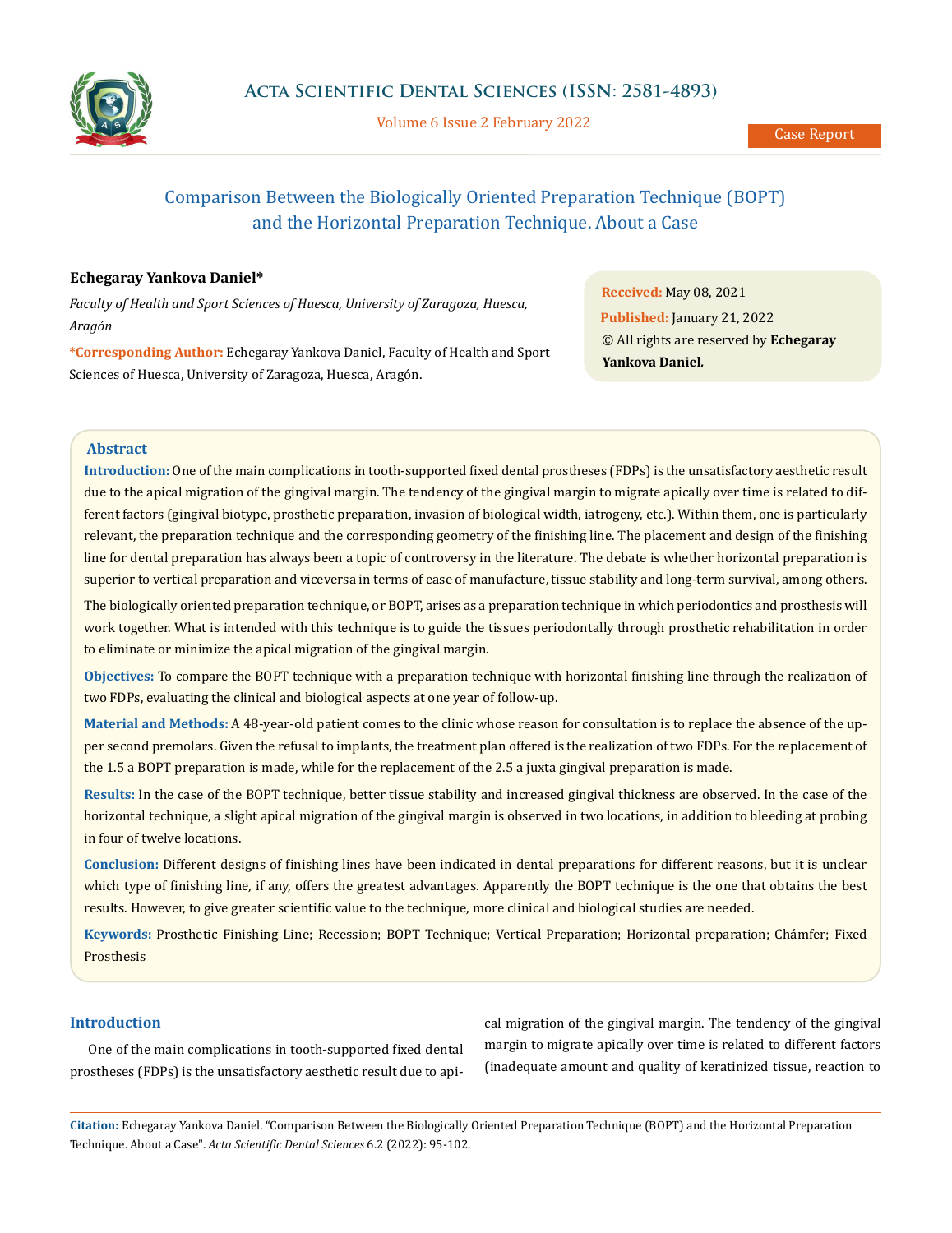# Comparison Between the Biologically Oriented Preparation Technique (BOPT) and the Horizontal Preparation Technique. About a Case

**Echegaray Yankova Daniel***

*Faculty of Health and Sport Sciences of Huesca, University of Zaragoza, Huesca, Aragón*

**\*Corresponding Author:** Echegaray Yankova Daniel, Faculty of Health and Sport Sciences of Huesca, University of Zaragoza, Huesca, Aragón.

**Received:** May 08, 2021
**Published:** January 21, 2022
© All rights are reserved by **Echegaray Yankova Daniel.**

## Abstract

**Introduction:** One of the main complications in tooth-supported fixed dental prostheses (FDPs) is the unsatisfactory aesthetic result due to the apical migration of the gingival margin. The tendency of the gingival margin to migrate apically over time is related to different factors (gingival biotype, prosthetic preparation, invasion of biological width, iatrogeny, etc.). Within them, one is particularly relevant, the preparation technique and the corresponding geometry of the finishing line. The placement and design of the finishing line for dental preparation has always been a topic of controversy in the literature. The debate is whether horizontal preparation is superior to vertical preparation and viceversa in terms of ease of manufacture, tissue stability and long-term survival, among others.

The biologically oriented preparation technique, or BOPT, arises as a preparation technique in which periodontics and prosthesis will work together. What is intended with this technique is to guide the tissues periodontally through prosthetic rehabilitation in order to eliminate or minimize the apical migration of the gingival margin.

**Objectives:** To compare the BOPT technique with a preparation technique with horizontal finishing line through the realization of two FDPs, evaluating the clinical and biological aspects at one year of follow-up.

**Material and Methods:** A 48-year-old patient comes to the clinic whose reason for consultation is to replace the absence of the upper second premolars. Given the refusal to implants, the treatment plan offered is the realization of two FDPs. For the replacement of the 1.5 a BOPT preparation is made, while for the replacement of the 2.5 a juxta gingival preparation is made.

**Results:** In the case of the BOPT technique, better tissue stability and increased gingival thickness are observed. In the case of the horizontal technique, a slight apical migration of the gingival margin is observed in two locations, in addition to bleeding at probing in four of twelve locations.

**Conclusion:** Different designs of finishing lines have been indicated in dental preparations for different reasons, but it is unclear which type of finishing line, if any, offers the greatest advantages. Apparently the BOPT technique is the one that obtains the best results. However, to give greater scientific value to the technique, more clinical and biological studies are needed.

**Keywords:** Prosthetic Finishing Line; Recession; BOPT Technique; Vertical Preparation; Horizontal preparation; Chámfer; Fixed Prosthesis

## Introduction

One of the main complications in tooth-supported fixed dental prostheses (FDPs) is the unsatisfactory aesthetic result due to apical migration of the gingival margin. The tendency of the gingival margin to migrate apically over time is related to different factors (inadequate amount and quality of keratinized tissue, reaction to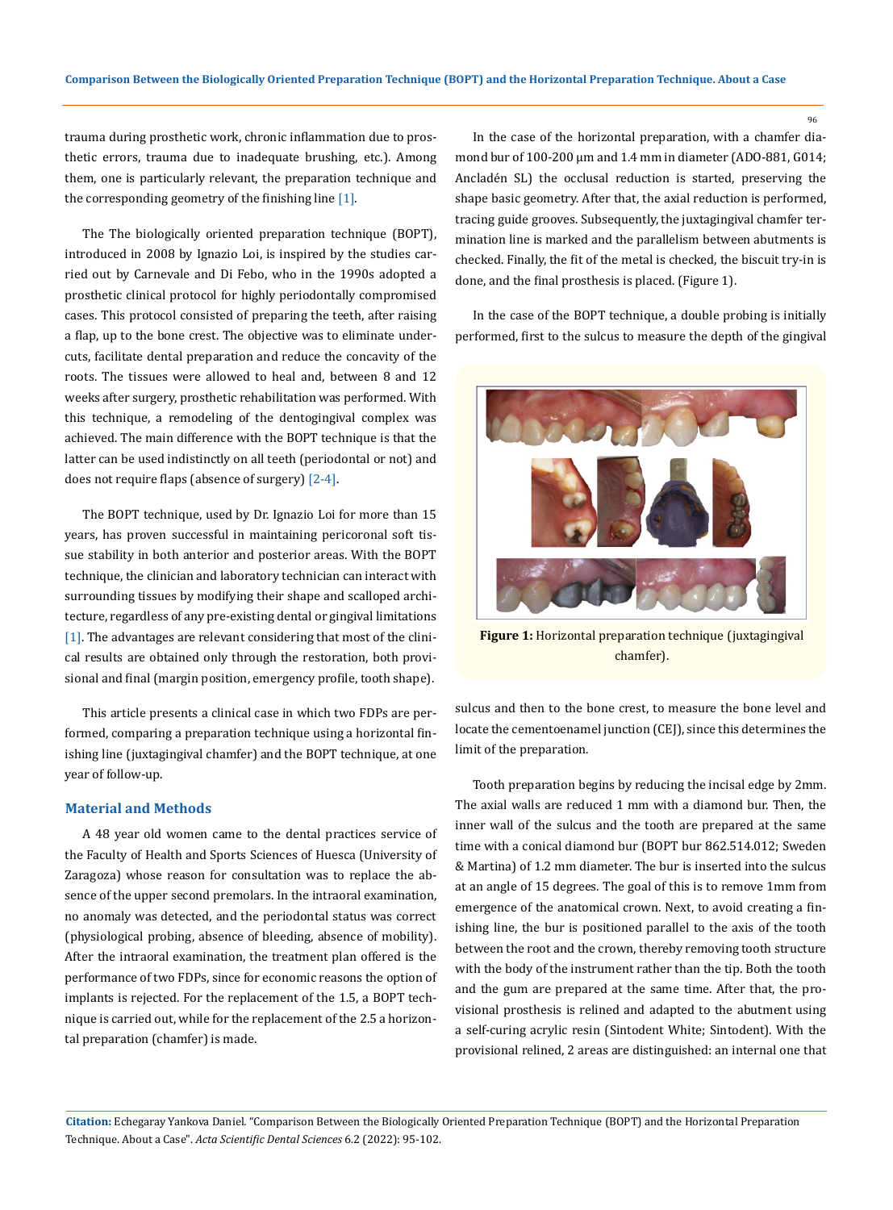trauma during prosthetic work, chronic inflammation due to prosthetic errors, trauma due to inadequate brushing, etc.). Among them, one is particularly relevant, the preparation technique and the corresponding geometry of the finishing line [1].

The The biologically oriented preparation technique (BOPT), introduced in 2008 by Ignazio Loi, is inspired by the studies carried out by Carnevale and Di Febo, who in the 1990s adopted a prosthetic clinical protocol for highly periodontally compromised cases. This protocol consisted of preparing the teeth, after raising a flap, up to the bone crest. The objective was to eliminate undercuts, facilitate dental preparation and reduce the concavity of the roots. The tissues were allowed to heal and, between 8 and 12 weeks after surgery, prosthetic rehabilitation was performed. With this technique, a remodeling of the dentogingival complex was achieved. The main difference with the BOPT technique is that the latter can be used indistinctly on all teeth (periodontal or not) and does not require flaps (absence of surgery) [2-4].

The BOPT technique, used by Dr. Ignazio Loi for more than 15 years, has proven successful in maintaining pericoronal soft tissue stability in both anterior and posterior areas. With the BOPT technique, the clinician and laboratory technician can interact with surrounding tissues by modifying their shape and scalloped architecture, regardless of any pre-existing dental or gingival limitations [1]. The advantages are relevant considering that most of the clinical results are obtained only through the restoration, both provisional and final (margin position, emergency profile, tooth shape).

This article presents a clinical case in which two FDPs are performed, comparing a preparation technique using a horizontal finishing line (juxtagingival chamfer) and the BOPT technique, at one year of follow-up.

## Material and Methods

A 48 year old women came to the dental practices service of the Faculty of Health and Sports Sciences of Huesca (University of Zaragoza) whose reason for consultation was to replace the absence of the upper second premolars. In the intraoral examination, no anomaly was detected, and the periodontal status was correct (physiological probing, absence of bleeding, absence of mobility). After the intraoral examination, the treatment plan offered is the performance of two FDPs, since for economic reasons the option of implants is rejected. For the replacement of the 1.5, a BOPT technique is carried out, while for the replacement of the 2.5 a horizontal preparation (chamfer) is made.

In the case of the horizontal preparation, with a chamfer diamond bur of 100-200 µm and 1.4 mm in diameter (ADO-881, G014; Ancladén SL) the occlusal reduction is started, preserving the shape basic geometry. After that, the axial reduction is performed, tracing guide grooves. Subsequently, the juxtagingival chamfer termination line is marked and the parallelism between abutments is checked. Finally, the fit of the metal is checked, the biscuit try-in is done, and the final prosthesis is placed. (Figure 1).

In the case of the BOPT technique, a double probing is initially performed, first to the sulcus to measure the depth of the gingival sulcus and then to the bone crest, to measure the bone level and locate the cementoenamel junction (CEJ), since this determines the limit of the preparation.

**Figure 1:** Horizontal preparation technique (juxtagingival chamfer).

Tooth preparation begins by reducing the incisal edge by 2mm. The axial walls are reduced 1 mm with a diamond bur. Then, the inner wall of the sulcus and the tooth are prepared at the same time with a conical diamond bur (BOPT bur 862.514.012; Sweden & Martina) of 1.2 mm diameter. The bur is inserted into the sulcus at an angle of 15 degrees. The goal of this is to remove 1mm from emergence of the anatomical crown. Next, to avoid creating a finishing line, the bur is positioned parallel to the axis of the tooth between the root and the crown, thereby removing tooth structure with the body of the instrument rather than the tip. Both the tooth and the gum are prepared at the same time. After that, the provisional prosthesis is relined and adapted to the abutment using a self-curing acrylic resin (Sintodent White; Sintodent). With the provisional relined, 2 areas are distinguished: an internal one that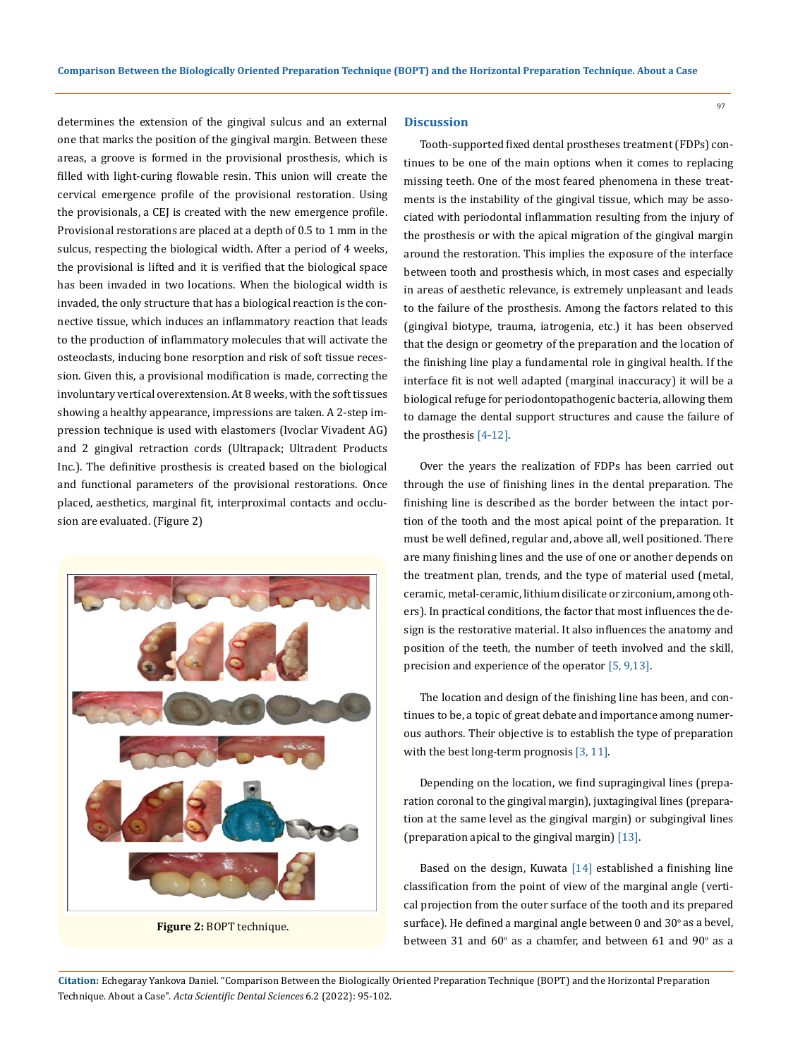determines the extension of the gingival sulcus and an external one that marks the position of the gingival margin. Between these areas, a groove is formed in the provisional prosthesis, which is filled with light-curing flowable resin. This union will create the cervical emergence profile of the provisional restoration. Using the provisionals, a CEJ is created with the new emergence profile. Provisional restorations are placed at a depth of 0.5 to 1 mm in the sulcus, respecting the biological width. After a period of 4 weeks, the provisional is lifted and it is verified that the biological space has been invaded in two locations. When the biological width is invaded, the only structure that has a biological reaction is the connective tissue, which induces an inflammatory reaction that leads to the production of inflammatory molecules that will activate the osteoclasts, inducing bone resorption and risk of soft tissue recession. Given this, a provisional modification is made, correcting the involuntary vertical overextension. At 8 weeks, with the soft tissues showing a healthy appearance, impressions are taken. A 2-step impression technique is used with elastomers (Ivoclar Vivadent AG) and 2 gingival retraction cords (Ultrapack; Ultradent Products Inc.). The definitive prosthesis is created based on the biological and functional parameters of the provisional restorations. Once placed, aesthetics, marginal fit, interproximal contacts and occlusion are evaluated. (Figure 2)

**Figure 2:** BOPT technique.

## Discussion

Tooth-supported fixed dental prostheses treatment (FDPs) continues to be one of the main options when it comes to replacing missing teeth. One of the most feared phenomena in these treatments is the instability of the gingival tissue, which may be associated with periodontal inflammation resulting from the injury of the prosthesis or with the apical migration of the gingival margin around the restoration. This implies the exposure of the interface between tooth and prosthesis which, in most cases and especially in areas of aesthetic relevance, is extremely unpleasant and leads to the failure of the prosthesis. Among the factors related to this (gingival biotype, trauma, iatrogenia, etc.) it has been observed that the design or geometry of the preparation and the location of the finishing line play a fundamental role in gingival health. If the interface fit is not well adapted (marginal inaccuracy) it will be a biological refuge for periodontopathogenic bacteria, allowing them to damage the dental support structures and cause the failure of the prosthesis [4-12].

Over the years the realization of FDPs has been carried out through the use of finishing lines in the dental preparation. The finishing line is described as the border between the intact portion of the tooth and the most apical point of the preparation. It must be well defined, regular and, above all, well positioned. There are many finishing lines and the use of one or another depends on the treatment plan, trends, and the type of material used (metal, ceramic, metal-ceramic, lithium disilicate or zirconium, among others). In practical conditions, the factor that most influences the design is the restorative material. It also influences the anatomy and position of the teeth, the number of teeth involved and the skill, precision and experience of the operator [5, 9,13].

The location and design of the finishing line has been, and continues to be, a topic of great debate and importance among numerous authors. Their objective is to establish the type of preparation with the best long-term prognosis [3, 11].

Depending on the location, we find supragingival lines (preparation coronal to the gingival margin), juxtagingival lines (preparation at the same level as the gingival margin) or subgingival lines (preparation apical to the gingival margin) [13].

Based on the design, Kuwata [14] established a finishing line classification from the point of view of the marginal angle (vertical projection from the outer surface of the tooth and its prepared surface). He defined a marginal angle between 0 and 30° as a bevel, between 31 and 60° as a chamfer, and between 61 and 90° as a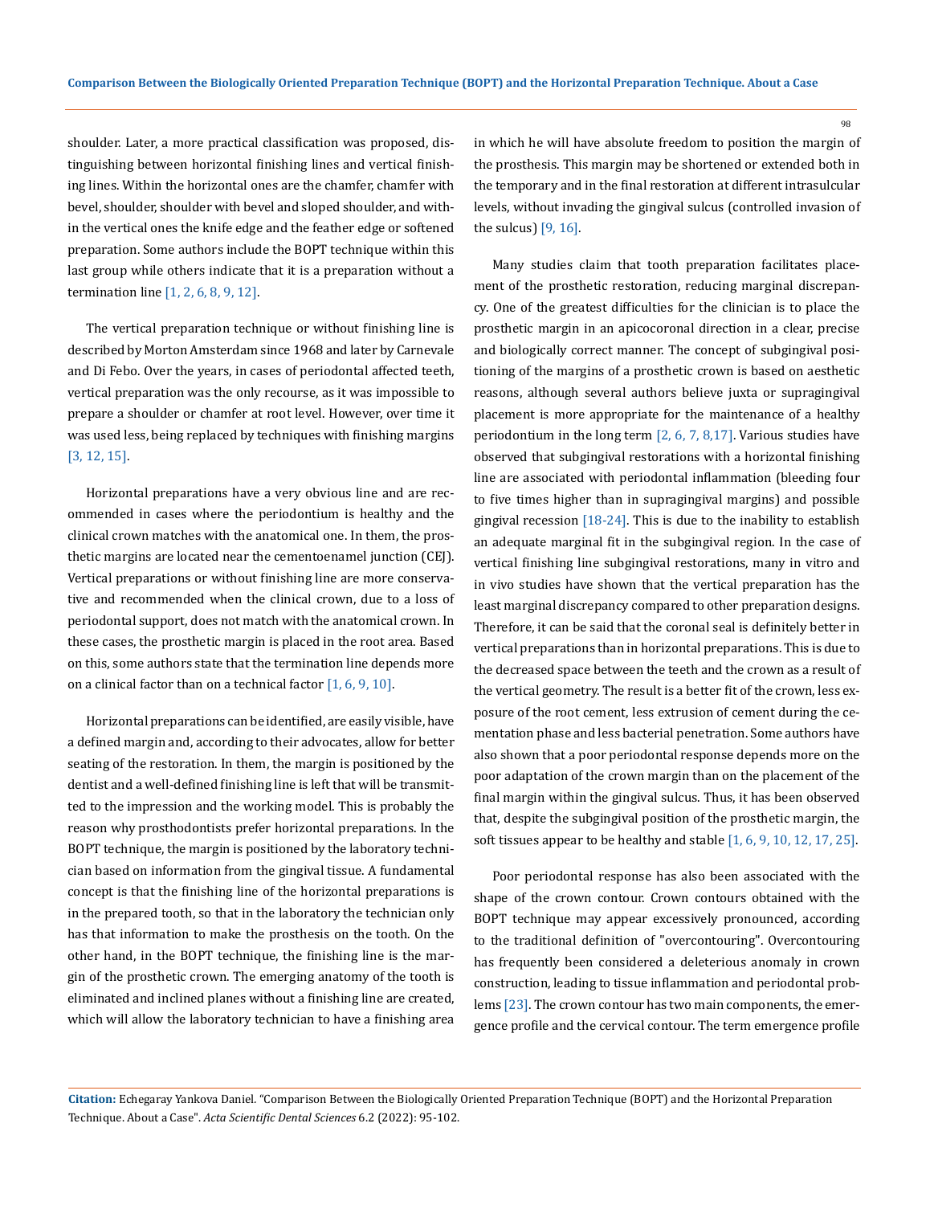shoulder. Later, a more practical classification was proposed, distinguishing between horizontal finishing lines and vertical finishing lines. Within the horizontal ones are the chamfer, chamfer with bevel, shoulder, shoulder with bevel and sloped shoulder, and within the vertical ones the knife edge and the feather edge or softened preparation. Some authors include the BOPT technique within this last group while others indicate that it is a preparation without a termination line [1, 2, 6, 8, 9, 12].

The vertical preparation technique or without finishing line is described by Morton Amsterdam since 1968 and later by Carnevale and Di Febo. Over the years, in cases of periodontal affected teeth, vertical preparation was the only recourse, as it was impossible to prepare a shoulder or chamfer at root level. However, over time it was used less, being replaced by techniques with finishing margins [3, 12, 15].

Horizontal preparations have a very obvious line and are recommended in cases where the periodontium is healthy and the clinical crown matches with the anatomical one. In them, the prosthetic margins are located near the cementoenamel junction (CEJ). Vertical preparations or without finishing line are more conservative and recommended when the clinical crown, due to a loss of periodontal support, does not match with the anatomical crown. In these cases, the prosthetic margin is placed in the root area. Based on this, some authors state that the termination line depends more on a clinical factor than on a technical factor [1, 6, 9, 10].

Horizontal preparations can be identified, are easily visible, have a defined margin and, according to their advocates, allow for better seating of the restoration. In them, the margin is positioned by the dentist and a well-defined finishing line is left that will be transmitted to the impression and the working model. This is probably the reason why prosthodontists prefer horizontal preparations. In the BOPT technique, the margin is positioned by the laboratory technician based on information from the gingival tissue. A fundamental concept is that the finishing line of the horizontal preparations is in the prepared tooth, so that in the laboratory the technician only has that information to make the prosthesis on the tooth. On the other hand, in the BOPT technique, the finishing line is the margin of the prosthetic crown. The emerging anatomy of the tooth is eliminated and inclined planes without a finishing line are created, which will allow the laboratory technician to have a finishing area in which he will have absolute freedom to position the margin of the prosthesis. This margin may be shortened or extended both in the temporary and in the final restoration at different intrasulcular levels, without invading the gingival sulcus (controlled invasion of the sulcus) [9, 16].

Many studies claim that tooth preparation facilitates placement of the prosthetic restoration, reducing marginal discrepancy. One of the greatest difficulties for the clinician is to place the prosthetic margin in an apicocoronal direction in a clear, precise and biologically correct manner. The concept of subgingival positioning of the margins of a prosthetic crown is based on aesthetic reasons, although several authors believe juxta or supragingival placement is more appropriate for the maintenance of a healthy periodontium in the long term [2, 6, 7, 8,17]. Various studies have observed that subgingival restorations with a horizontal finishing line are associated with periodontal inflammation (bleeding four to five times higher than in supragingival margins) and possible gingival recession [18-24]. This is due to the inability to establish an adequate marginal fit in the subgingival region. In the case of vertical finishing line subgingival restorations, many in vitro and in vivo studies have shown that the vertical preparation has the least marginal discrepancy compared to other preparation designs. Therefore, it can be said that the coronal seal is definitely better in vertical preparations than in horizontal preparations. This is due to the decreased space between the teeth and the crown as a result of the vertical geometry. The result is a better fit of the crown, less exposure of the root cement, less extrusion of cement during the cementation phase and less bacterial penetration. Some authors have also shown that a poor periodontal response depends more on the poor adaptation of the crown margin than on the placement of the final margin within the gingival sulcus. Thus, it has been observed that, despite the subgingival position of the prosthetic margin, the soft tissues appear to be healthy and stable [1, 6, 9, 10, 12, 17, 25].

Poor periodontal response has also been associated with the shape of the crown contour. Crown contours obtained with the BOPT technique may appear excessively pronounced, according to the traditional definition of "overcontouring". Overcontouring has frequently been considered a deleterious anomaly in crown construction, leading to tissue inflammation and periodontal problems [23]. The crown contour has two main components, the emergence profile and the cervical contour. The term emergence profile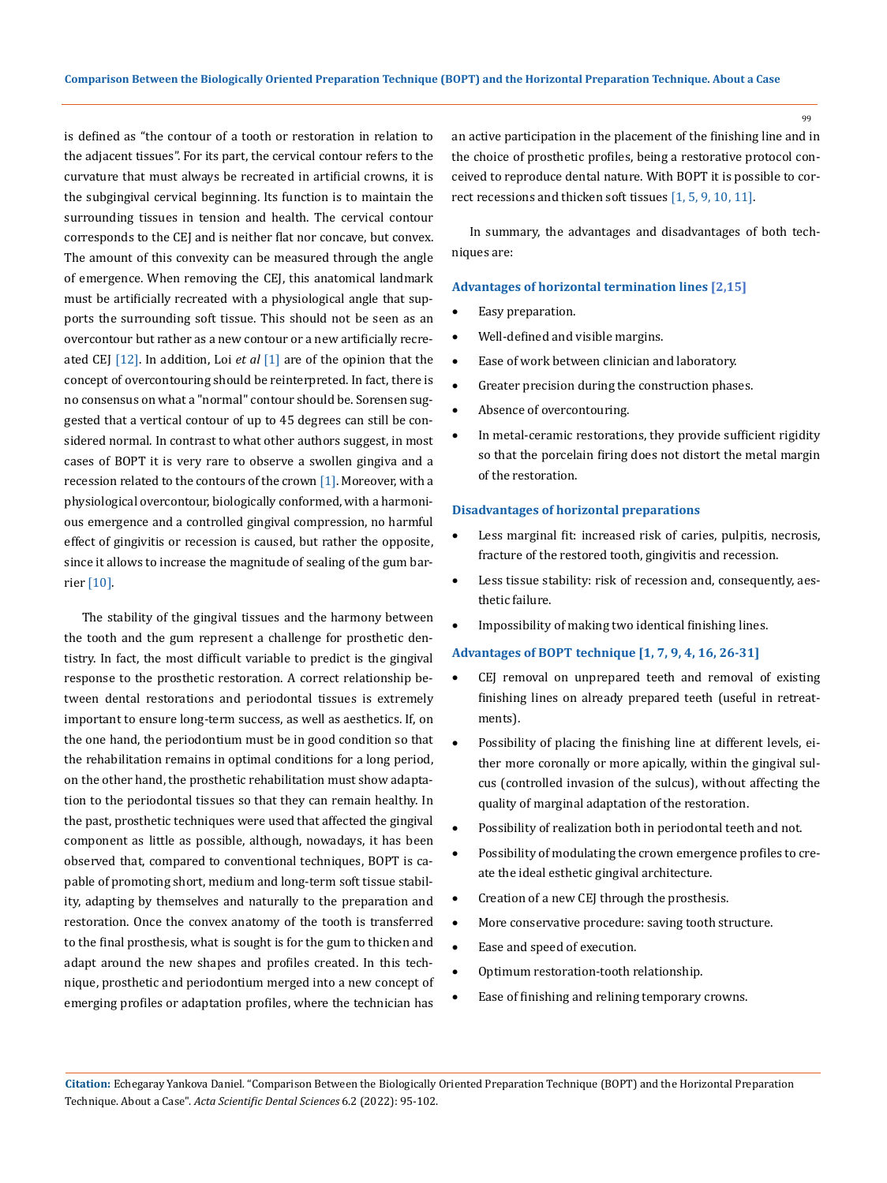is defined as "the contour of a tooth or restoration in relation to the adjacent tissues". For its part, the cervical contour refers to the curvature that must always be recreated in artificial crowns, it is the subgingival cervical beginning. Its function is to maintain the surrounding tissues in tension and health. The cervical contour corresponds to the CEJ and is neither flat nor concave, but convex. The amount of this convexity can be measured through the angle of emergence. When removing the CEJ, this anatomical landmark must be artificially recreated with a physiological angle that supports the surrounding soft tissue. This should not be seen as an overcontour but rather as a new contour or a new artificially recreated CEJ [12]. In addition, Loi *et al* [1] are of the opinion that the concept of overcontouring should be reinterpreted. In fact, there is no consensus on what a "normal" contour should be. Sorensen suggested that a vertical contour of up to 45 degrees can still be considered normal. In contrast to what other authors suggest, in most cases of BOPT it is very rare to observe a swollen gingiva and a recession related to the contours of the crown [1]. Moreover, with a physiological overcontour, biologically conformed, with a harmonious emergence and a controlled gingival compression, no harmful effect of gingivitis or recession is caused, but rather the opposite, since it allows to increase the magnitude of sealing of the gum barrier [10].

The stability of the gingival tissues and the harmony between the tooth and the gum represent a challenge for prosthetic dentistry. In fact, the most difficult variable to predict is the gingival response to the prosthetic restoration. A correct relationship between dental restorations and periodontal tissues is extremely important to ensure long-term success, as well as aesthetics. If, on the one hand, the periodontium must be in good condition so that the rehabilitation remains in optimal conditions for a long period, on the other hand, the prosthetic rehabilitation must show adaptation to the periodontal tissues so that they can remain healthy. In the past, prosthetic techniques were used that affected the gingival component as little as possible, although, nowadays, it has been observed that, compared to conventional techniques, BOPT is capable of promoting short, medium and long-term soft tissue stability, adapting by themselves and naturally to the preparation and restoration. Once the convex anatomy of the tooth is transferred to the final prosthesis, what is sought is for the gum to thicken and adapt around the new shapes and profiles created. In this technique, prosthetic and periodontium merged into a new concept of emerging profiles or adaptation profiles, where the technician has an active participation in the placement of the finishing line and in the choice of prosthetic profiles, being a restorative protocol conceived to reproduce dental nature. With BOPT it is possible to correct recessions and thicken soft tissues [1, 5, 9, 10, 11].

In summary, the advantages and disadvantages of both techniques are:

#### Advantages of horizontal termination lines [2,15]

- Easy preparation.
- Well-defined and visible margins.
- Ease of work between clinician and laboratory.
- Greater precision during the construction phases.
- Absence of overcontouring.
- In metal-ceramic restorations, they provide sufficient rigidity so that the porcelain firing does not distort the metal margin of the restoration.

#### Disadvantages of horizontal preparations

- Less marginal fit: increased risk of caries, pulpitis, necrosis, fracture of the restored tooth, gingivitis and recession.
- Less tissue stability: risk of recession and, consequently, aesthetic failure.
- Impossibility of making two identical finishing lines.

#### Advantages of BOPT technique [1, 7, 9, 4, 16, 26-31]

- CEJ removal on unprepared teeth and removal of existing finishing lines on already prepared teeth (useful in retreatments).
- Possibility of placing the finishing line at different levels, either more coronally or more apically, within the gingival sulcus (controlled invasion of the sulcus), without affecting the quality of marginal adaptation of the restoration.
- Possibility of realization both in periodontal teeth and not.
- Possibility of modulating the crown emergence profiles to create the ideal esthetic gingival architecture.
- Creation of a new CEJ through the prosthesis.
- More conservative procedure: saving tooth structure.
- Ease and speed of execution.
- Optimum restoration-tooth relationship.
- Ease of finishing and relining temporary crowns.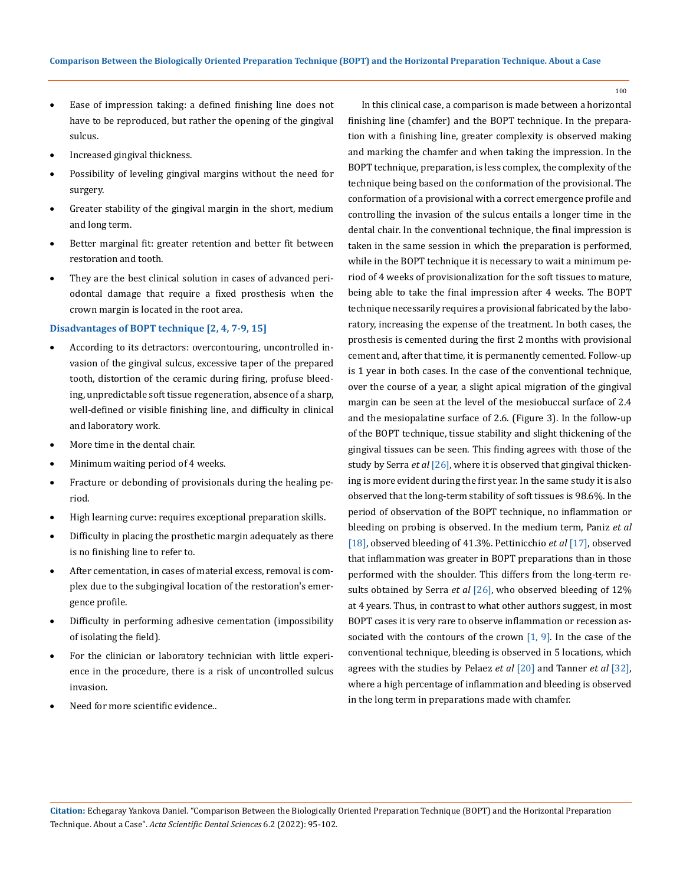- Ease of impression taking: a defined finishing line does not have to be reproduced, but rather the opening of the gingival sulcus.
- Increased gingival thickness.
- Possibility of leveling gingival margins without the need for surgery.
- Greater stability of the gingival margin in the short, medium and long term.
- Better marginal fit: greater retention and better fit between restoration and tooth.
- They are the best clinical solution in cases of advanced periodontal damage that require a fixed prosthesis when the crown margin is located in the root area.

### Disadvantages of BOPT technique [2, 4, 7-9, 15]

- According to its detractors: overcontouring, uncontrolled invasion of the gingival sulcus, excessive taper of the prepared tooth, distortion of the ceramic during firing, profuse bleeding, unpredictable soft tissue regeneration, absence of a sharp, well-defined or visible finishing line, and difficulty in clinical and laboratory work.
- More time in the dental chair.
- Minimum waiting period of 4 weeks.
- Fracture or debonding of provisionals during the healing period.
- High learning curve: requires exceptional preparation skills.
- Difficulty in placing the prosthetic margin adequately as there is no finishing line to refer to.
- After cementation, in cases of material excess, removal is complex due to the subgingival location of the restoration's emergence profile.
- Difficulty in performing adhesive cementation (impossibility of isolating the field).
- For the clinician or laboratory technician with little experience in the procedure, there is a risk of uncontrolled sulcus invasion.
- Need for more scientific evidence..

In this clinical case, a comparison is made between a horizontal finishing line (chamfer) and the BOPT technique. In the preparation with a finishing line, greater complexity is observed making and marking the chamfer and when taking the impression. In the BOPT technique, preparation, is less complex, the complexity of the technique being based on the conformation of the provisional. The conformation of a provisional with a correct emergence profile and controlling the invasion of the sulcus entails a longer time in the dental chair. In the conventional technique, the final impression is taken in the same session in which the preparation is performed, while in the BOPT technique it is necessary to wait a minimum period of 4 weeks of provisionalization for the soft tissues to mature, being able to take the final impression after 4 weeks. The BOPT technique necessarily requires a provisional fabricated by the laboratory, increasing the expense of the treatment. In both cases, the prosthesis is cemented during the first 2 months with provisional cement and, after that time, it is permanently cemented. Follow-up is 1 year in both cases. In the case of the conventional technique, over the course of a year, a slight apical migration of the gingival margin can be seen at the level of the mesiobuccal surface of 2.4 and the mesiopalatine surface of 2.6. (Figure 3). In the follow-up of the BOPT technique, tissue stability and slight thickening of the gingival tissues can be seen. This finding agrees with those of the study by Serra *et al* [26], where it is observed that gingival thickening is more evident during the first year. In the same study it is also observed that the long-term stability of soft tissues is 98.6%. In the period of observation of the BOPT technique, no inflammation or bleeding on probing is observed. In the medium term, Paniz *et al* [18], observed bleeding of 41.3%. Pettinicchio *et al* [17], observed that inflammation was greater in BOPT preparations than in those performed with the shoulder. This differs from the long-term results obtained by Serra *et al* [26], who observed bleeding of 12% at 4 years. Thus, in contrast to what other authors suggest, in most BOPT cases it is very rare to observe inflammation or recession associated with the contours of the crown [1, 9]. In the case of the conventional technique, bleeding is observed in 5 locations, which agrees with the studies by Pelaez *et al* [20] and Tanner *et al* [32], where a high percentage of inflammation and bleeding is observed in the long term in preparations made with chamfer.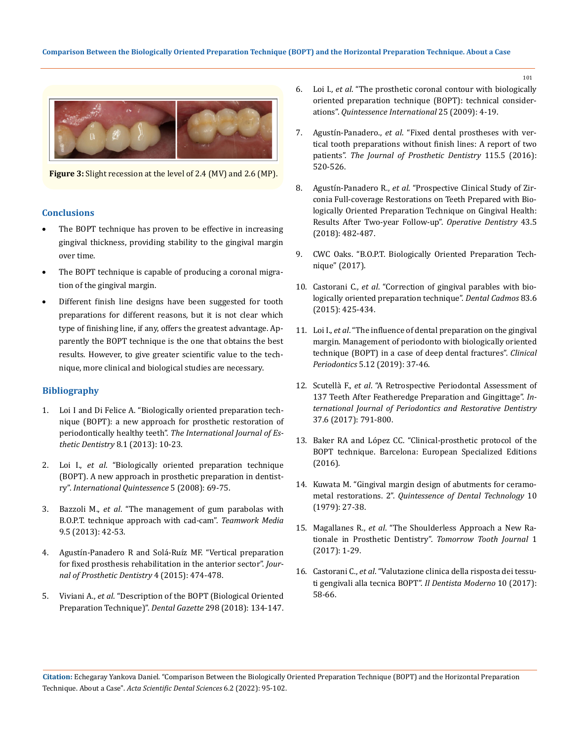**Figure 3:** Slight recession at the level of 2.4 (MV) and 2.6 (MP).

## Conclusions

- The BOPT technique has proven to be effective in increasing gingival thickness, providing stability to the gingival margin over time.
- The BOPT technique is capable of producing a coronal migration of the gingival margin.
- Different finish line designs have been suggested for tooth preparations for different reasons, but it is not clear which type of finishing line, if any, offers the greatest advantage. Apparently the BOPT technique is the one that obtains the best results. However, to give greater scientific value to the technique, more clinical and biological studies are necessary.

## Bibliography

1. Loi I and Di Felice A. "Biologically oriented preparation technique (BOPT): a new approach for prosthetic restoration of periodontically healthy teeth". *The International Journal of Esthetic Dentistry* 8.1 (2013): 10-23.
2. Loi I., *et al*. "Biologically oriented preparation technique (BOPT). A new approach in prosthetic preparation in dentistry". *International Quintessence* 5 (2008): 69-75.
3. Bazzoli M., *et al*. "The management of gum parabolas with B.O.P.T. technique approach with cad-cam". *Teamwork Media* 9.5 (2013): 42-53.
4. Agustín-Panadero R and Solá-Ruíz MF. "Vertical preparation for fixed prosthesis rehabilitation in the anterior sector". *Journal of Prosthetic Dentistry* 4 (2015): 474-478.
5. Viviani A., *et al*. "Description of the BOPT (Biological Oriented Preparation Technique)". *Dental Gazette* 298 (2018): 134-147.
6. Loi I., *et al*. "The prosthetic coronal contour with biologically oriented preparation technique (BOPT): technical considerations". *Quintessence International* 25 (2009): 4-19.
7. Agustín-Panadero., *et al*. "Fixed dental prostheses with vertical tooth preparations without finish lines: A report of two patients". *The Journal of Prosthetic Dentistry* 115.5 (2016): 520-526.
8. Agustín-Panadero R., *et al*. "Prospective Clinical Study of Zirconia Full-coverage Restorations on Teeth Prepared with Biologically Oriented Preparation Technique on Gingival Health: Results After Two-year Follow-up". *Operative Dentistry* 43.5 (2018): 482-487.
9. CWC Oaks. "B.O.P.T. Biologically Oriented Preparation Technique" (2017).
10. Castorani C., *et al*. "Correction of gingival parables with biologically oriented preparation technique". *Dental Cadmos* 83.6 (2015): 425-434.
11. Loi I., *et al*. "The influence of dental preparation on the gingival margin. Management of periodonto with biologically oriented technique (BOPT) in a case of deep dental fractures". *Clinical Periodontics* 5.12 (2019): 37-46.
12. Scutellà F., *et al*. "A Retrospective Periodontal Assessment of 137 Teeth After Featheredge Preparation and Gingittage". *International Journal of Periodontics and Restorative Dentistry* 37.6 (2017): 791-800.
13. Baker RA and López CC. "Clinical-prosthetic protocol of the BOPT technique. Barcelona: European Specialized Editions (2016).
14. Kuwata M. "Gingival margin design of abutments for ceramometal restorations. 2". *Quintessence of Dental Technology* 10 (1979): 27-38.
15. Magallanes R., *et al*. "The Shoulderless Approach a New Rationale in Prosthetic Dentistry". *Tomorrow Tooth Journal* 1 (2017): 1-29.
16. Castorani C., *et al*. "Valutazione clinica della risposta dei tessuti gengivali alla tecnica BOPT". *Il Dentista Moderno* 10 (2017): 58-66.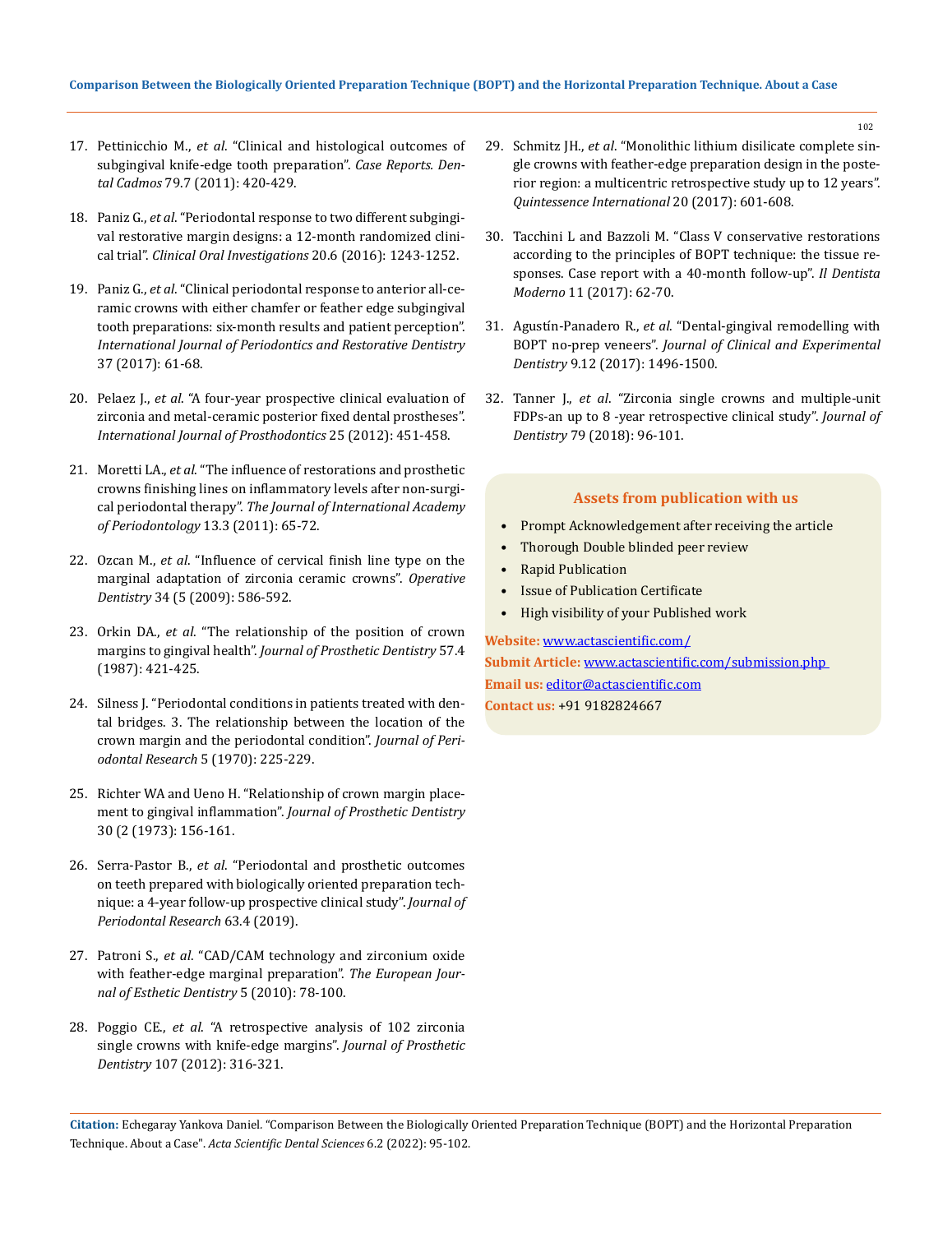17. Pettinicchio M., *et al*. "Clinical and histological outcomes of subgingival knife-edge tooth preparation". *Case Reports. Dental Cadmos* 79.7 (2011): 420-429.

18. Paniz G., *et al*. "Periodontal response to two different subgingival restorative margin designs: a 12-month randomized clinical trial". *Clinical Oral Investigations* 20.6 (2016): 1243-1252.

19. Paniz G., *et al*. "Clinical periodontal response to anterior all-ceramic crowns with either chamfer or feather edge subgingival tooth preparations: six-month results and patient perception". *International Journal of Periodontics and Restorative Dentistry* 37 (2017): 61-68.

20. Pelaez J., *et al*. "A four-year prospective clinical evaluation of zirconia and metal-ceramic posterior fixed dental prostheses". *International Journal of Prosthodontics* 25 (2012): 451-458.

21. Moretti LA., *et al*. "The influence of restorations and prosthetic crowns finishing lines on inflammatory levels after non-surgical periodontal therapy". *The Journal of International Academy of Periodontology* 13.3 (2011): 65-72.

22. Ozcan M., *et al*. "Influence of cervical finish line type on the marginal adaptation of zirconia ceramic crowns". *Operative Dentistry* 34 (5 (2009): 586-592.

23. Orkin DA., *et al*. "The relationship of the position of crown margins to gingival health". *Journal of Prosthetic Dentistry* 57.4 (1987): 421-425.

24. Silness J. "Periodontal conditions in patients treated with dental bridges. 3. The relationship between the location of the crown margin and the periodontal condition". *Journal of Periodontal Research* 5 (1970): 225-229.

25. Richter WA and Ueno H. "Relationship of crown margin placement to gingival inflammation". *Journal of Prosthetic Dentistry* 30 (2 (1973): 156-161.

26. Serra-Pastor B., *et al*. "Periodontal and prosthetic outcomes on teeth prepared with biologically oriented preparation technique: a 4-year follow-up prospective clinical study". *Journal of Periodontal Research* 63.4 (2019).

27. Patroni S., *et al*. "CAD/CAM technology and zirconium oxide with feather-edge marginal preparation". *The European Journal of Esthetic Dentistry* 5 (2010): 78-100.

28. Poggio CE., *et al*. "A retrospective analysis of 102 zirconia single crowns with knife-edge margins". *Journal of Prosthetic Dentistry* 107 (2012): 316-321.

29. Schmitz JH., *et al*. "Monolithic lithium disilicate complete single crowns with feather-edge preparation design in the posterior region: a multicentric retrospective study up to 12 years". *Quintessence International* 20 (2017): 601-608.

30. Tacchini L and Bazzoli M. "Class V conservative restorations according to the principles of BOPT technique: the tissue responses. Case report with a 40-month follow-up". *Il Dentista Moderno* 11 (2017): 62-70.

31. Agustín-Panadero R., *et al*. "Dental-gingival remodelling with BOPT no-prep veneers". *Journal of Clinical and Experimental Dentistry* 9.12 (2017): 1496-1500.

32. Tanner J., *et al*. "Zirconia single crowns and multiple-unit FDPs-an up to 8 -year retrospective clinical study". *Journal of Dentistry* 79 (2018): 96-101.

**Assets from publication with us**

- Prompt Acknowledgement after receiving the article
- Thorough Double blinded peer review
- Rapid Publication
- Issue of Publication Certificate
- High visibility of your Published work

**Website:** www.actascientific.com/
**Submit Article:** www.actascientific.com/submission.php
**Email us:** editor@actascientific.com
**Contact us:** +91 9182824667